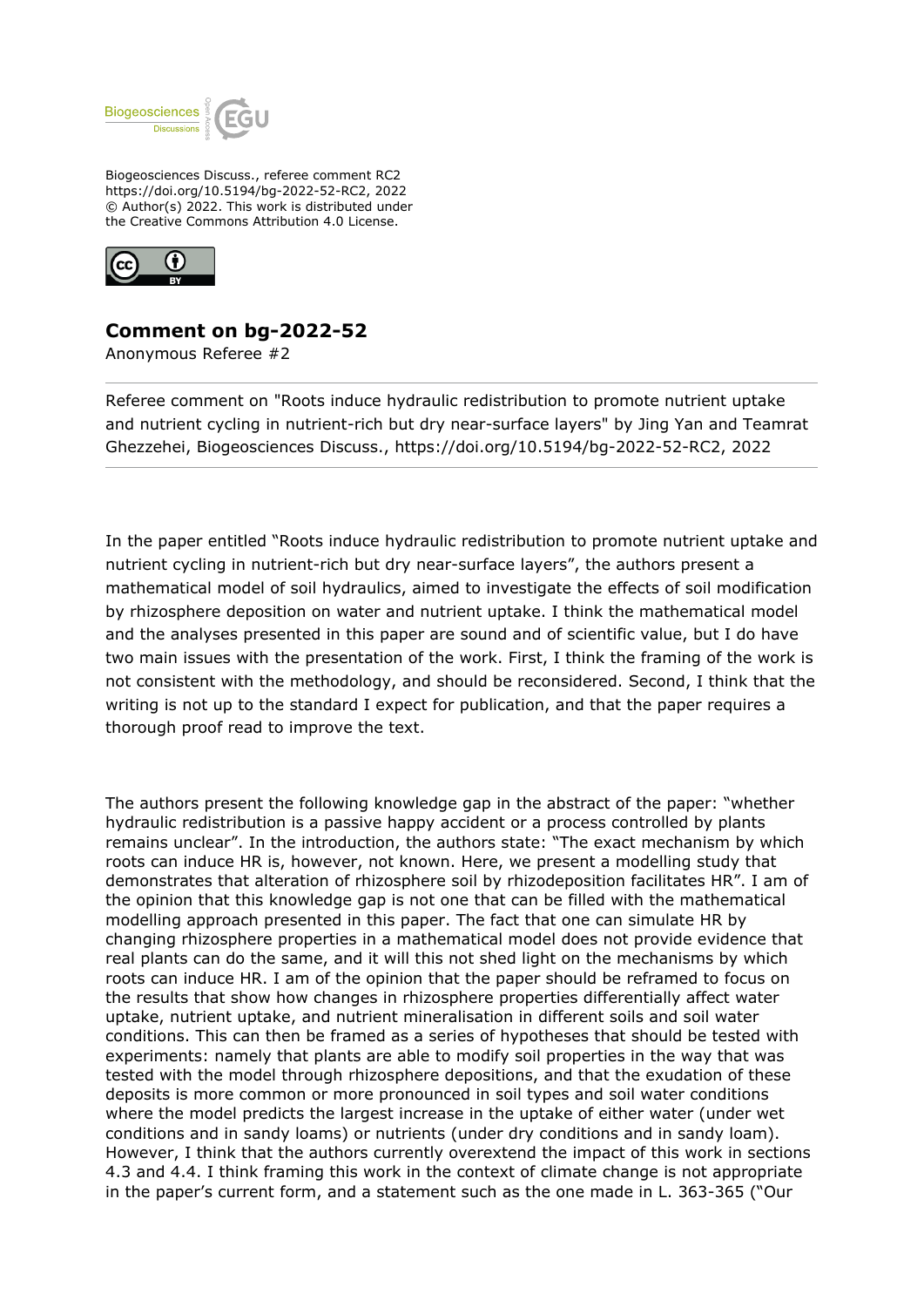Biogeosciences Discuss., referee comment RC2
https://doi.org/10.5194/bg-2022-52-RC2, 2022
© Author(s) 2022. This work is distributed under
the Creative Commons Attribution 4.0 License.

## Comment on bg-2022-52

Anonymous Referee #2

Referee comment on "Roots induce hydraulic redistribution to promote nutrient uptake and nutrient cycling in nutrient-rich but dry near-surface layers" by Jing Yan and Teamrat Ghezzehei, Biogeosciences Discuss., https://doi.org/10.5194/bg-2022-52-RC2, 2022

---

In the paper entitled "Roots induce hydraulic redistribution to promote nutrient uptake and nutrient cycling in nutrient-rich but dry near-surface layers", the authors present a mathematical model of soil hydraulics, aimed to investigate the effects of soil modification by rhizosphere deposition on water and nutrient uptake. I think the mathematical model and the analyses presented in this paper are sound and of scientific value, but I do have two main issues with the presentation of the work. First, I think the framing of the work is not consistent with the methodology, and should be reconsidered. Second, I think that the writing is not up to the standard I expect for publication, and that the paper requires a thorough proof read to improve the text.

The authors present the following knowledge gap in the abstract of the paper: "whether hydraulic redistribution is a passive happy accident or a process controlled by plants remains unclear". In the introduction, the authors state: "The exact mechanism by which roots can induce HR is, however, not known. Here, we present a modelling study that demonstrates that alteration of rhizosphere soil by rhizodeposition facilitates HR". I am of the opinion that this knowledge gap is not one that can be filled with the mathematical modelling approach presented in this paper. The fact that one can simulate HR by changing rhizosphere properties in a mathematical model does not provide evidence that real plants can do the same, and it will this not shed light on the mechanisms by which roots can induce HR. I am of the opinion that the paper should be reframed to focus on the results that show how changes in rhizosphere properties differentially affect water uptake, nutrient uptake, and nutrient mineralisation in different soils and soil water conditions. This can then be framed as a series of hypotheses that should be tested with experiments: namely that plants are able to modify soil properties in the way that was tested with the model through rhizosphere depositions, and that the exudation of these deposits is more common or more pronounced in soil types and soil water conditions where the model predicts the largest increase in the uptake of either water (under wet conditions and in sandy loams) or nutrients (under dry conditions and in sandy loam). However, I think that the authors currently overextend the impact of this work in sections 4.3 and 4.4. I think framing this work in the context of climate change is not appropriate in the paper's current form, and a statement such as the one made in L. 363-365 ("Our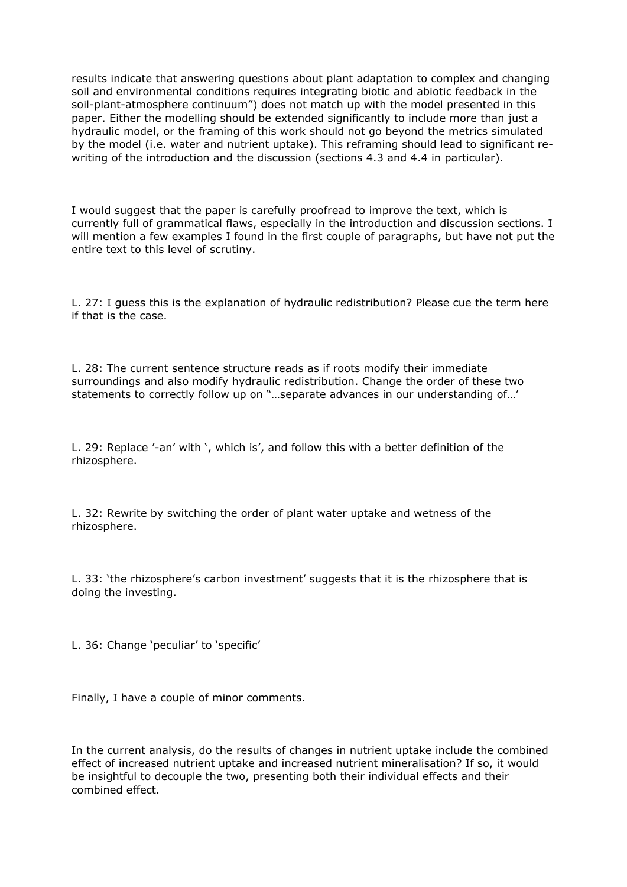results indicate that answering questions about plant adaptation to complex and changing soil and environmental conditions requires integrating biotic and abiotic feedback in the soil-plant-atmosphere continuum") does not match up with the model presented in this paper. Either the modelling should be extended significantly to include more than just a hydraulic model, or the framing of this work should not go beyond the metrics simulated by the model (i.e. water and nutrient uptake). This reframing should lead to significant re-writing of the introduction and the discussion (sections 4.3 and 4.4 in particular).

I would suggest that the paper is carefully proofread to improve the text, which is currently full of grammatical flaws, especially in the introduction and discussion sections. I will mention a few examples I found in the first couple of paragraphs, but have not put the entire text to this level of scrutiny.

L. 27: I guess this is the explanation of hydraulic redistribution? Please cue the term here if that is the case.

L. 28: The current sentence structure reads as if roots modify their immediate surroundings and also modify hydraulic redistribution. Change the order of these two statements to correctly follow up on "…separate advances in our understanding of…'

L. 29: Replace '-an' with ', which is', and follow this with a better definition of the rhizosphere.

L. 32: Rewrite by switching the order of plant water uptake and wetness of the rhizosphere.

L. 33: 'the rhizosphere's carbon investment' suggests that it is the rhizosphere that is doing the investing.

L. 36: Change 'peculiar' to 'specific'

Finally, I have a couple of minor comments.

In the current analysis, do the results of changes in nutrient uptake include the combined effect of increased nutrient uptake and increased nutrient mineralisation? If so, it would be insightful to decouple the two, presenting both their individual effects and their combined effect.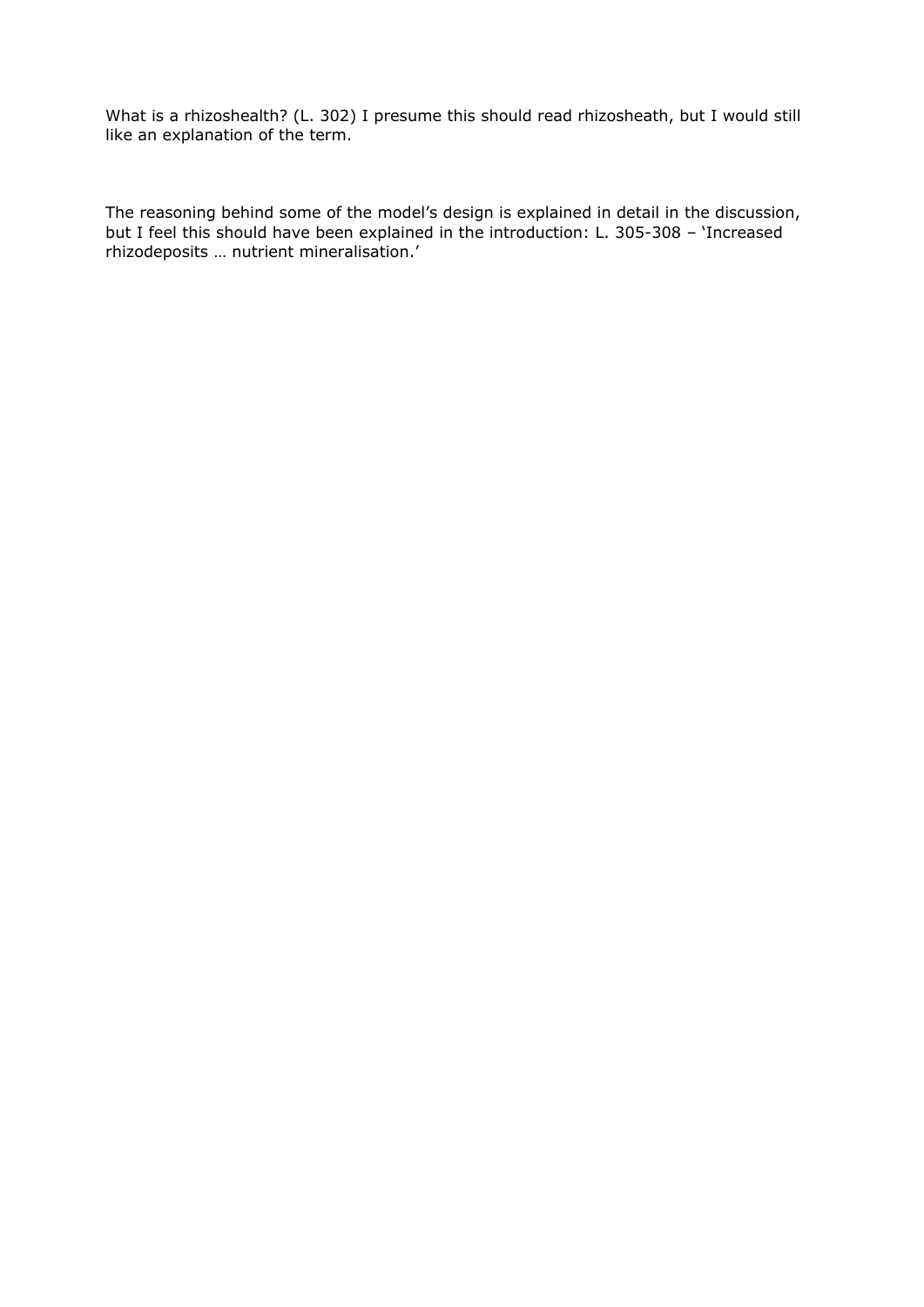What is a rhizoshealth? (L. 302) I presume this should read rhizosheath, but I would still like an explanation of the term.

The reasoning behind some of the model's design is explained in detail in the discussion, but I feel this should have been explained in the introduction: L. 305-308 – 'Increased rhizodeposits … nutrient mineralisation.'